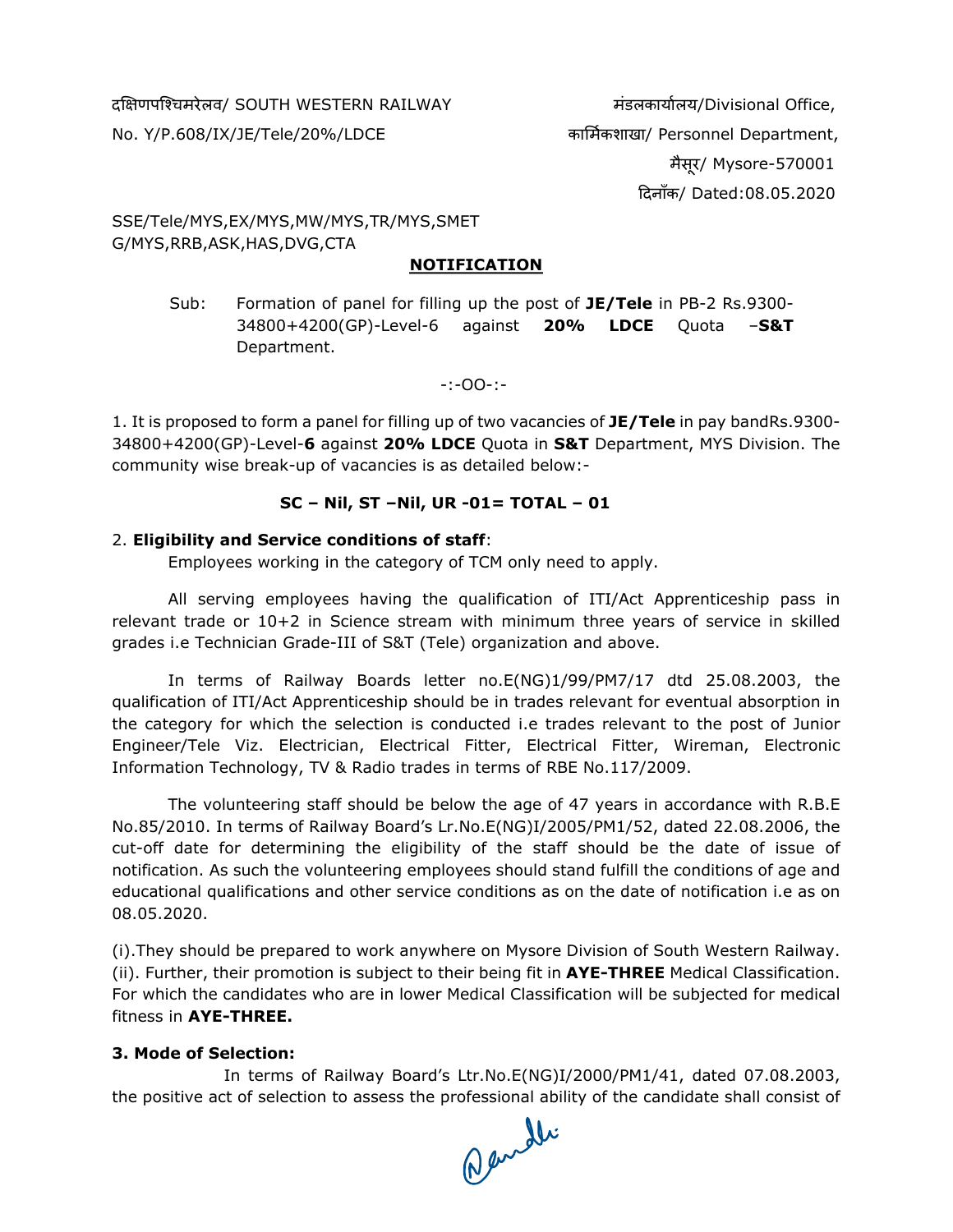दक्षिणपश्चिमरेलव/ SOUTH WESTERN RAILWAY

No. Y/P.608/IX/JE/Tele/20%/LDCE

मंडलकार्यालय/Divisional Office,
कार्मिकशाखा/ Personnel Department,
मैसूर/ Mysore-570001
दिनाँक/ Dated:08.05.2020

SSE/Tele/MYS,EX/MYS,MW/MYS,TR/MYS,SMET G/MYS,RRB,ASK,HAS,DVG,CTA

## NOTIFICATION

Sub: Formation of panel for filling up the post of **JE/Tele** in PB-2 Rs.9300-34800+4200(GP)-Level-6 against **20% LDCE** Quota –**S&T** Department.

-:-OO-:-

1. It is proposed to form a panel for filling up of two vacancies of **JE/Tele** in pay bandRs.9300-34800+4200(GP)-Level-**6** against **20% LDCE** Quota in **S&T** Department, MYS Division. The community wise break-up of vacancies is as detailed below:-

**SC – Nil, ST –Nil, UR -01= TOTAL – 01**

2. **Eligibility and Service conditions of staff**:

Employees working in the category of TCM only need to apply.

All serving employees having the qualification of ITI/Act Apprenticeship pass in relevant trade or 10+2 in Science stream with minimum three years of service in skilled grades i.e Technician Grade-III of S&T (Tele) organization and above.

In terms of Railway Boards letter no.E(NG)1/99/PM7/17 dtd 25.08.2003, the qualification of ITI/Act Apprenticeship should be in trades relevant for eventual absorption in the category for which the selection is conducted i.e trades relevant to the post of Junior Engineer/Tele Viz. Electrician, Electrical Fitter, Electrical Fitter, Wireman, Electronic Information Technology, TV & Radio trades in terms of RBE No.117/2009.

The volunteering staff should be below the age of 47 years in accordance with R.B.E No.85/2010. In terms of Railway Board's Lr.No.E(NG)I/2005/PM1/52, dated 22.08.2006, the cut-off date for determining the eligibility of the staff should be the date of issue of notification. As such the volunteering employees should stand fulfill the conditions of age and educational qualifications and other service conditions as on the date of notification i.e as on 08.05.2020.

(i).They should be prepared to work anywhere on Mysore Division of South Western Railway.
(ii). Further, their promotion is subject to their being fit in **AYE-THREE** Medical Classification. For which the candidates who are in lower Medical Classification will be subjected for medical fitness in **AYE-THREE.**

**3. Mode of Selection:**

In terms of Railway Board's Ltr.No.E(NG)I/2000/PM1/41, dated 07.08.2003, the positive act of selection to assess the professional ability of the candidate shall consist of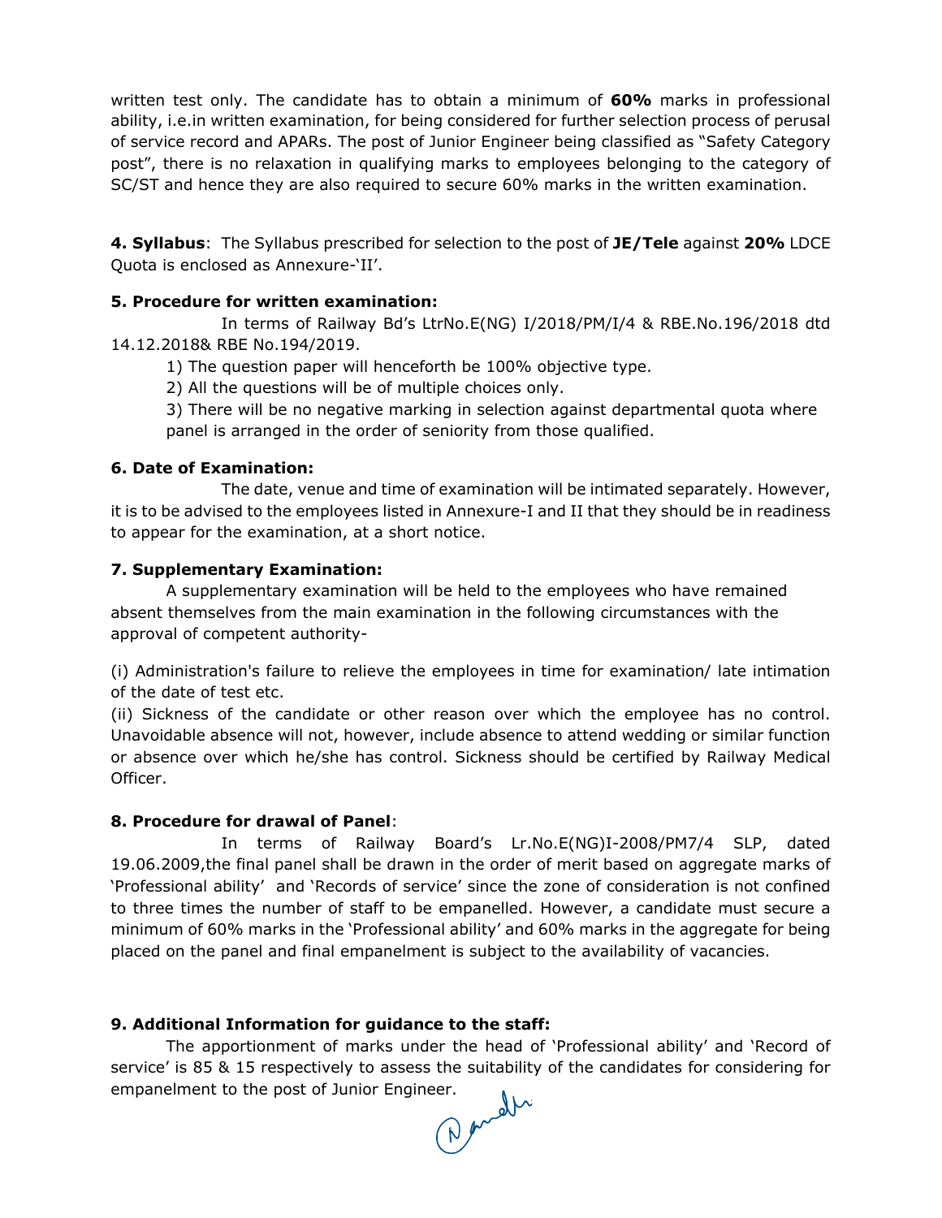written test only. The candidate has to obtain a minimum of **60%** marks in professional ability, i.e.in written examination, for being considered for further selection process of perusal of service record and APARs. The post of Junior Engineer being classified as "Safety Category post", there is no relaxation in qualifying marks to employees belonging to the category of SC/ST and hence they are also required to secure 60% marks in the written examination.

**4. Syllabus**: The Syllabus prescribed for selection to the post of **JE/Tele** against **20%** LDCE Quota is enclosed as Annexure-'II'.

**5. Procedure for written examination:**

In terms of Railway Bd's LtrNo.E(NG) I/2018/PM/I/4 & RBE.No.196/2018 dtd 14.12.2018& RBE No.194/2019.

1) The question paper will henceforth be 100% objective type.

2) All the questions will be of multiple choices only.

3) There will be no negative marking in selection against departmental quota where panel is arranged in the order of seniority from those qualified.

**6. Date of Examination:**

The date, venue and time of examination will be intimated separately. However, it is to be advised to the employees listed in Annexure-I and II that they should be in readiness to appear for the examination, at a short notice.

**7. Supplementary Examination:**

A supplementary examination will be held to the employees who have remained absent themselves from the main examination in the following circumstances with the approval of competent authority-

(i) Administration's failure to relieve the employees in time for examination/ late intimation of the date of test etc.

(ii) Sickness of the candidate or other reason over which the employee has no control. Unavoidable absence will not, however, include absence to attend wedding or similar function or absence over which he/she has control. Sickness should be certified by Railway Medical Officer.

**8. Procedure for drawal of Panel**:

In terms of Railway Board's Lr.No.E(NG)I-2008/PM7/4 SLP, dated 19.06.2009,the final panel shall be drawn in the order of merit based on aggregate marks of 'Professional ability' and 'Records of service' since the zone of consideration is not confined to three times the number of staff to be empanelled. However, a candidate must secure a minimum of 60% marks in the 'Professional ability' and 60% marks in the aggregate for being placed on the panel and final empanelment is subject to the availability of vacancies.

**9. Additional Information for guidance to the staff:**

The apportionment of marks under the head of 'Professional ability' and 'Record of service' is 85 & 15 respectively to assess the suitability of the candidates for considering for empanelment to the post of Junior Engineer.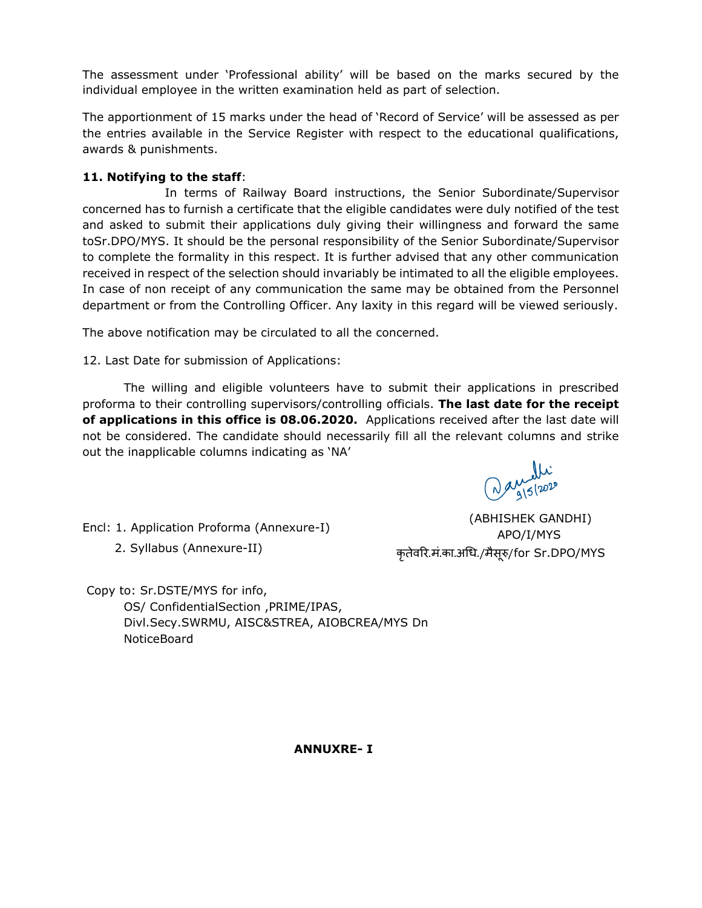The assessment under 'Professional ability' will be based on the marks secured by the individual employee in the written examination held as part of selection.

The apportionment of 15 marks under the head of 'Record of Service' will be assessed as per the entries available in the Service Register with respect to the educational qualifications, awards & punishments.

**11. Notifying to the staff**:

In terms of Railway Board instructions, the Senior Subordinate/Supervisor concerned has to furnish a certificate that the eligible candidates were duly notified of the test and asked to submit their applications duly giving their willingness and forward the same toSr.DPO/MYS. It should be the personal responsibility of the Senior Subordinate/Supervisor to complete the formality in this respect. It is further advised that any other communication received in respect of the selection should invariably be intimated to all the eligible employees. In case of non receipt of any communication the same may be obtained from the Personnel department or from the Controlling Officer. Any laxity in this regard will be viewed seriously.

The above notification may be circulated to all the concerned.

12. Last Date for submission of Applications:

The willing and eligible volunteers have to submit their applications in prescribed proforma to their controlling supervisors/controlling officials. **The last date for the receipt of applications in this office is 08.06.2020.** Applications received after the last date will not be considered. The candidate should necessarily fill all the relevant columns and strike out the inapplicable columns indicating as 'NA'

9/5/2020

(ABHISHEK GANDHI)
APO/I/MYS
कृतेवरि.मं.का.अधि./मैसूरु/for Sr.DPO/MYS

Encl: 1. Application Proforma (Annexure-I)
2. Syllabus (Annexure-II)

Copy to: Sr.DSTE/MYS for info,
OS/ ConfidentialSection ,PRIME/IPAS,
Divl.Secy.SWRMU, AISC&STREA, AIOBCREA/MYS Dn
NoticeBoard

**ANNUXRE- I**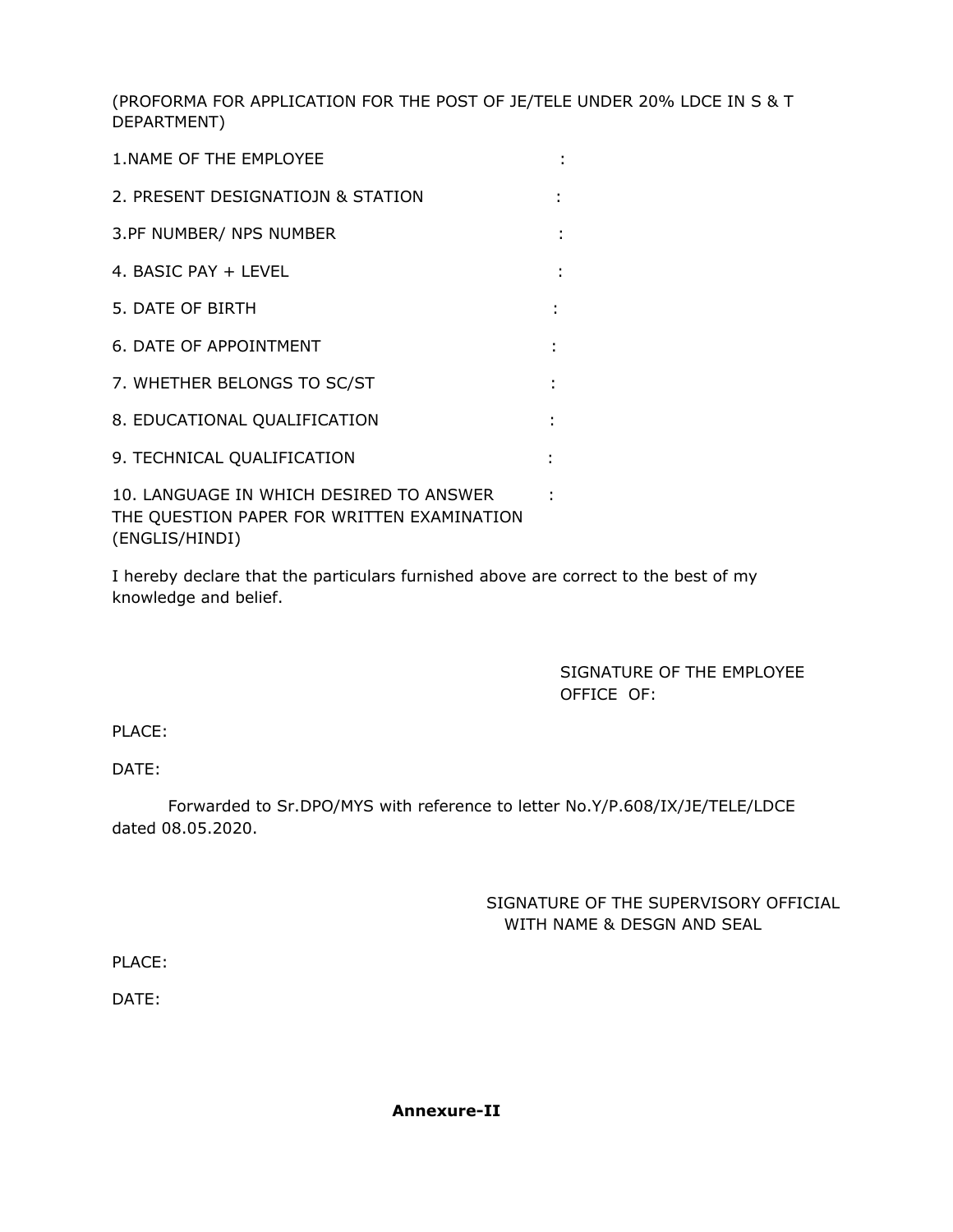(PROFORMA FOR APPLICATION FOR THE POST OF JE/TELE UNDER 20% LDCE IN S & T DEPARTMENT)

1.NAME OF THE EMPLOYEE :

2. PRESENT DESIGNATIOJN & STATION :

3.PF NUMBER/ NPS NUMBER :

4. BASIC PAY + LEVEL :

5. DATE OF BIRTH :

6. DATE OF APPOINTMENT :

7. WHETHER BELONGS TO SC/ST :

8. EDUCATIONAL QUALIFICATION :

9. TECHNICAL QUALIFICATION :

10. LANGUAGE IN WHICH DESIRED TO ANSWER THE QUESTION PAPER FOR WRITTEN EXAMINATION (ENGLIS/HINDI) :

I hereby declare that the particulars furnished above are correct to the best of my knowledge and belief.

SIGNATURE OF THE EMPLOYEE
OFFICE OF:

PLACE:

DATE:

Forwarded to Sr.DPO/MYS with reference to letter No.Y/P.608/IX/JE/TELE/LDCE dated 08.05.2020.

SIGNATURE OF THE SUPERVISORY OFFICIAL
WITH NAME & DESGN AND SEAL

PLACE:

DATE:

**Annexure-II**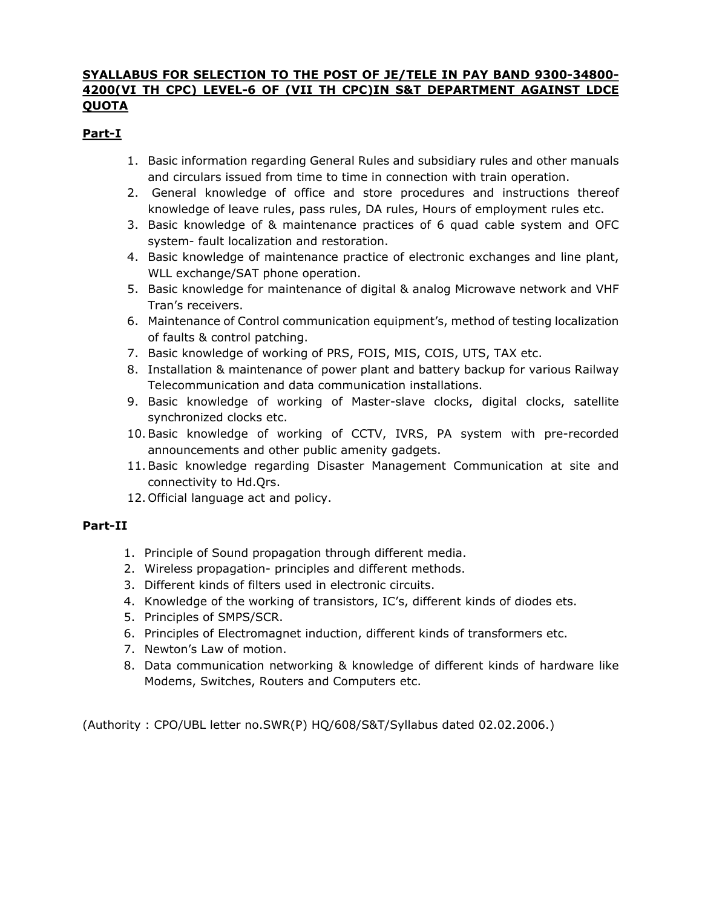**SYALLABUS FOR SELECTION TO THE POST OF JE/TELE IN PAY BAND 9300-34800-4200(VI TH CPC) LEVEL-6 OF (VII TH CPC)IN S&T DEPARTMENT AGAINST LDCE QUOTA**

**Part-I**

1. Basic information regarding General Rules and subsidiary rules and other manuals and circulars issued from time to time in connection with train operation.
2. General knowledge of office and store procedures and instructions thereof knowledge of leave rules, pass rules, DA rules, Hours of employment rules etc.
3. Basic knowledge of & maintenance practices of 6 quad cable system and OFC system- fault localization and restoration.
4. Basic knowledge of maintenance practice of electronic exchanges and line plant, WLL exchange/SAT phone operation.
5. Basic knowledge for maintenance of digital & analog Microwave network and VHF Tran's receivers.
6. Maintenance of Control communication equipment's, method of testing localization of faults & control patching.
7. Basic knowledge of working of PRS, FOIS, MIS, COIS, UTS, TAX etc.
8. Installation & maintenance of power plant and battery backup for various Railway Telecommunication and data communication installations.
9. Basic knowledge of working of Master-slave clocks, digital clocks, satellite synchronized clocks etc.
10. Basic knowledge of working of CCTV, IVRS, PA system with pre-recorded announcements and other public amenity gadgets.
11. Basic knowledge regarding Disaster Management Communication at site and connectivity to Hd.Qrs.
12. Official language act and policy.

**Part-II**

1. Principle of Sound propagation through different media.
2. Wireless propagation- principles and different methods.
3. Different kinds of filters used in electronic circuits.
4. Knowledge of the working of transistors, IC's, different kinds of diodes ets.
5. Principles of SMPS/SCR.
6. Principles of Electromagnet induction, different kinds of transformers etc.
7. Newton's Law of motion.
8. Data communication networking & knowledge of different kinds of hardware like Modems, Switches, Routers and Computers etc.

(Authority : CPO/UBL letter no.SWR(P) HQ/608/S&T/Syllabus dated 02.02.2006.)